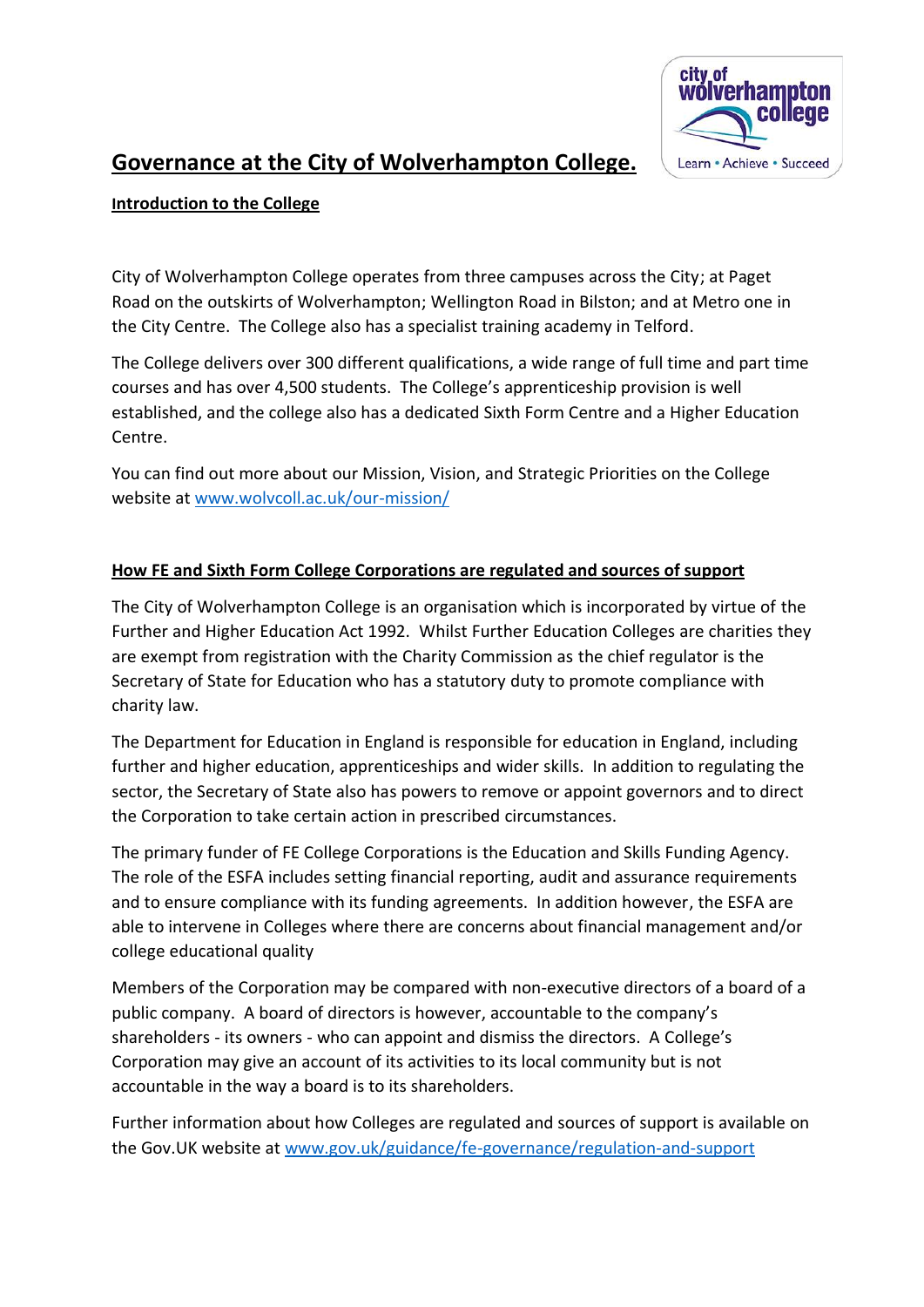# Governance at the City of Wolverhampton College.

## Introduction to the College

City of Wolverhampton College operates from three campuses across the City; at Paget Road on the outskirts of Wolverhampton; Wellington Road in Bilston; and at Metro one in the City Centre. The College also has a specialist training academy in Telford.

The College delivers over 300 different qualifications, a wide range of full time and part time courses and has over 4,500 students. The College's apprenticeship provision is well established, and the college also has a dedicated Sixth Form Centre and a Higher Education Centre.

You can find out more about our Mission, Vision, and Strategic Priorities on the College website at [www.wolvcoll.ac.uk/our-mission/](www.wolvcoll.ac.uk/our-mission/)

## How FE and Sixth Form College Corporations are regulated and sources of support

The City of Wolverhampton College is an organisation which is incorporated by virtue of the Further and Higher Education Act 1992. Whilst Further Education Colleges are charities they are exempt from registration with the Charity Commission as the chief regulator is the Secretary of State for Education who has a statutory duty to promote compliance with charity law.

The Department for Education in England is responsible for education in England, including further and higher education, apprenticeships and wider skills. In addition to regulating the sector, the Secretary of State also has powers to remove or appoint governors and to direct the Corporation to take certain action in prescribed circumstances.

The primary funder of FE College Corporations is the Education and Skills Funding Agency. The role of the ESFA includes setting financial reporting, audit and assurance requirements and to ensure compliance with its funding agreements. In addition however, the ESFA are able to intervene in Colleges where there are concerns about financial management and/or college educational quality

Members of the Corporation may be compared with non-executive directors of a board of a public company. A board of directors is however, accountable to the company's shareholders - its owners - who can appoint and dismiss the directors. A College's Corporation may give an account of its activities to its local community but is not accountable in the way a board is to its shareholders.

Further information about how Colleges are regulated and sources of support is available on the Gov.UK website at [www.gov.uk/guidance/fe-governance/regulation-and-support](www.gov.uk/guidance/fe-governance/regulation-and-support)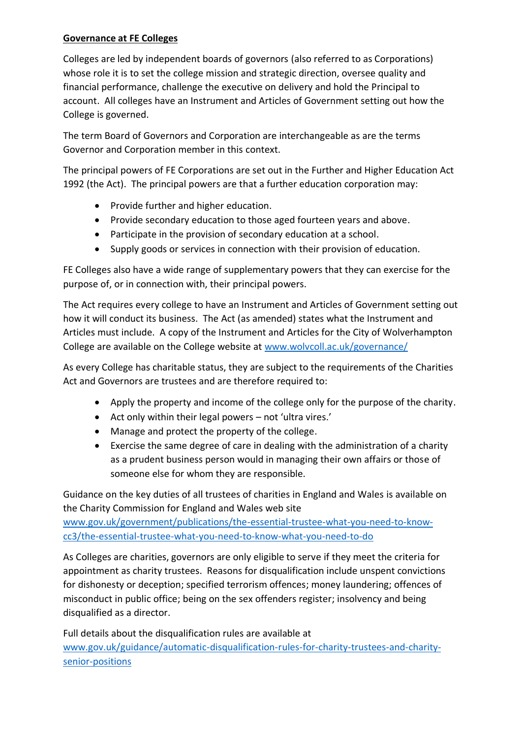**Governance at FE Colleges**

Colleges are led by independent boards of governors (also referred to as Corporations) whose role it is to set the college mission and strategic direction, oversee quality and financial performance, challenge the executive on delivery and hold the Principal to account. All colleges have an Instrument and Articles of Government setting out how the College is governed.

The term Board of Governors and Corporation are interchangeable as are the terms Governor and Corporation member in this context.

The principal powers of FE Corporations are set out in the Further and Higher Education Act 1992 (the Act). The principal powers are that a further education corporation may:

- Provide further and higher education.
- Provide secondary education to those aged fourteen years and above.
- Participate in the provision of secondary education at a school.
- Supply goods or services in connection with their provision of education.

FE Colleges also have a wide range of supplementary powers that they can exercise for the purpose of, or in connection with, their principal powers.

The Act requires every college to have an Instrument and Articles of Government setting out how it will conduct its business. The Act (as amended) states what the Instrument and Articles must include. A copy of the Instrument and Articles for the City of Wolverhampton College are available on the College website at [www.wolvcoll.ac.uk/governance/](www.wolvcoll.ac.uk/governance/)

As every College has charitable status, they are subject to the requirements of the Charities Act and Governors are trustees and are therefore required to:

- Apply the property and income of the college only for the purpose of the charity.
- Act only within their legal powers – not 'ultra vires.'
- Manage and protect the property of the college.
- Exercise the same degree of care in dealing with the administration of a charity as a prudent business person would in managing their own affairs or those of someone else for whom they are responsible.

Guidance on the key duties of all trustees of charities in England and Wales is available on the Charity Commission for England and Wales web site [www.gov.uk/government/publications/the-essential-trustee-what-you-need-to-know-cc3/the-essential-trustee-what-you-need-to-know-what-you-need-to-do](www.gov.uk/government/publications/the-essential-trustee-what-you-need-to-know-cc3/the-essential-trustee-what-you-need-to-know-what-you-need-to-do)

As Colleges are charities, governors are only eligible to serve if they meet the criteria for appointment as charity trustees. Reasons for disqualification include unspent convictions for dishonesty or deception; specified terrorism offences; money laundering; offences of misconduct in public office; being on the sex offenders register; insolvency and being disqualified as a director.

Full details about the disqualification rules are available at [www.gov.uk/guidance/automatic-disqualification-rules-for-charity-trustees-and-charity-senior-positions](www.gov.uk/guidance/automatic-disqualification-rules-for-charity-trustees-and-charity-senior-positions)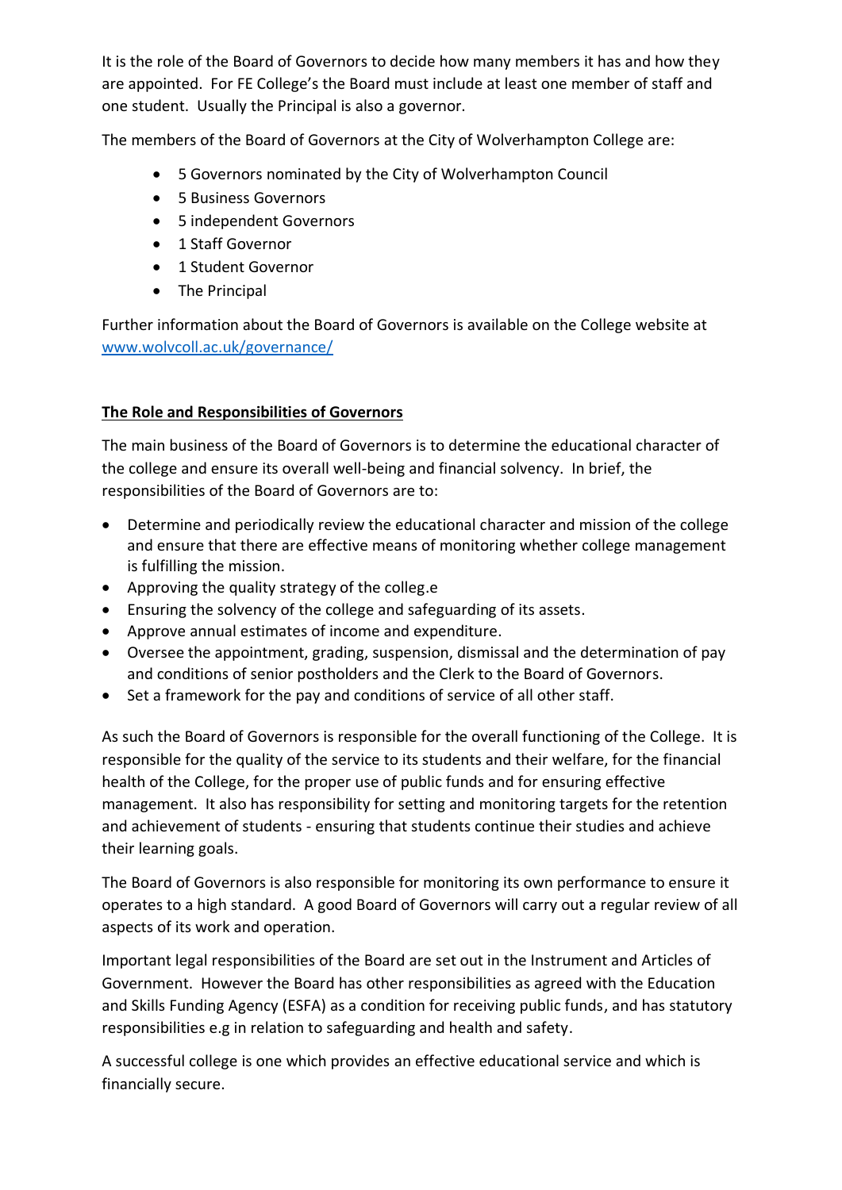It is the role of the Board of Governors to decide how many members it has and how they are appointed. For FE College's the Board must include at least one member of staff and one student. Usually the Principal is also a governor.

The members of the Board of Governors at the City of Wolverhampton College are:

- 5 Governors nominated by the City of Wolverhampton Council
- 5 Business Governors
- 5 independent Governors
- 1 Staff Governor
- 1 Student Governor
- The Principal

Further information about the Board of Governors is available on the College website at [www.wolvcoll.ac.uk/governance/](www.wolvcoll.ac.uk/governance/)

**The Role and Responsibilities of Governors**

The main business of the Board of Governors is to determine the educational character of the college and ensure its overall well-being and financial solvency. In brief, the responsibilities of the Board of Governors are to:

- Determine and periodically review the educational character and mission of the college and ensure that there are effective means of monitoring whether college management is fulfilling the mission.
- Approving the quality strategy of the colleg.e
- Ensuring the solvency of the college and safeguarding of its assets.
- Approve annual estimates of income and expenditure.
- Oversee the appointment, grading, suspension, dismissal and the determination of pay and conditions of senior postholders and the Clerk to the Board of Governors.
- Set a framework for the pay and conditions of service of all other staff.

As such the Board of Governors is responsible for the overall functioning of the College. It is responsible for the quality of the service to its students and their welfare, for the financial health of the College, for the proper use of public funds and for ensuring effective management. It also has responsibility for setting and monitoring targets for the retention and achievement of students - ensuring that students continue their studies and achieve their learning goals.

The Board of Governors is also responsible for monitoring its own performance to ensure it operates to a high standard. A good Board of Governors will carry out a regular review of all aspects of its work and operation.

Important legal responsibilities of the Board are set out in the Instrument and Articles of Government. However the Board has other responsibilities as agreed with the Education and Skills Funding Agency (ESFA) as a condition for receiving public funds, and has statutory responsibilities e.g in relation to safeguarding and health and safety.

A successful college is one which provides an effective educational service and which is financially secure.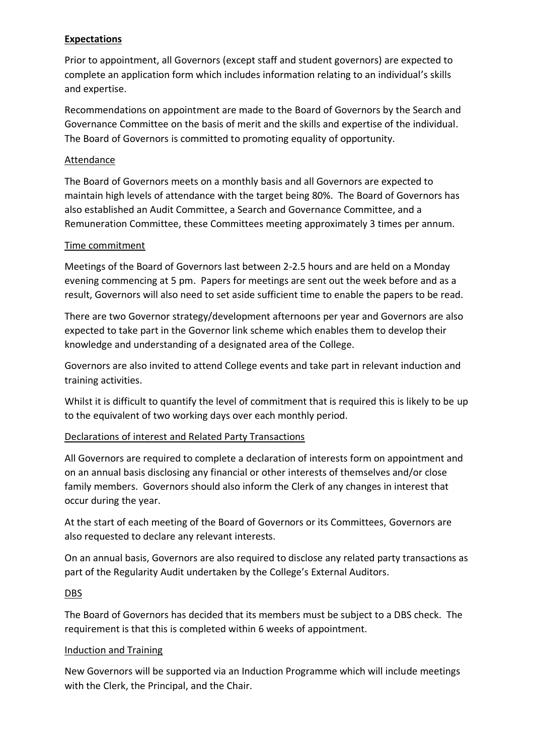## Expectations

Prior to appointment, all Governors (except staff and student governors) are expected to complete an application form which includes information relating to an individual's skills and expertise.

Recommendations on appointment are made to the Board of Governors by the Search and Governance Committee on the basis of merit and the skills and expertise of the individual. The Board of Governors is committed to promoting equality of opportunity.

### Attendance

The Board of Governors meets on a monthly basis and all Governors are expected to maintain high levels of attendance with the target being 80%. The Board of Governors has also established an Audit Committee, a Search and Governance Committee, and a Remuneration Committee, these Committees meeting approximately 3 times per annum.

### Time commitment

Meetings of the Board of Governors last between 2-2.5 hours and are held on a Monday evening commencing at 5 pm. Papers for meetings are sent out the week before and as a result, Governors will also need to set aside sufficient time to enable the papers to be read.

There are two Governor strategy/development afternoons per year and Governors are also expected to take part in the Governor link scheme which enables them to develop their knowledge and understanding of a designated area of the College.

Governors are also invited to attend College events and take part in relevant induction and training activities.

Whilst it is difficult to quantify the level of commitment that is required this is likely to be up to the equivalent of two working days over each monthly period.

### Declarations of interest and Related Party Transactions

All Governors are required to complete a declaration of interests form on appointment and on an annual basis disclosing any financial or other interests of themselves and/or close family members. Governors should also inform the Clerk of any changes in interest that occur during the year.

At the start of each meeting of the Board of Governors or its Committees, Governors are also requested to declare any relevant interests.

On an annual basis, Governors are also required to disclose any related party transactions as part of the Regularity Audit undertaken by the College's External Auditors.

### DBS

The Board of Governors has decided that its members must be subject to a DBS check. The requirement is that this is completed within 6 weeks of appointment.

### Induction and Training

New Governors will be supported via an Induction Programme which will include meetings with the Clerk, the Principal, and the Chair.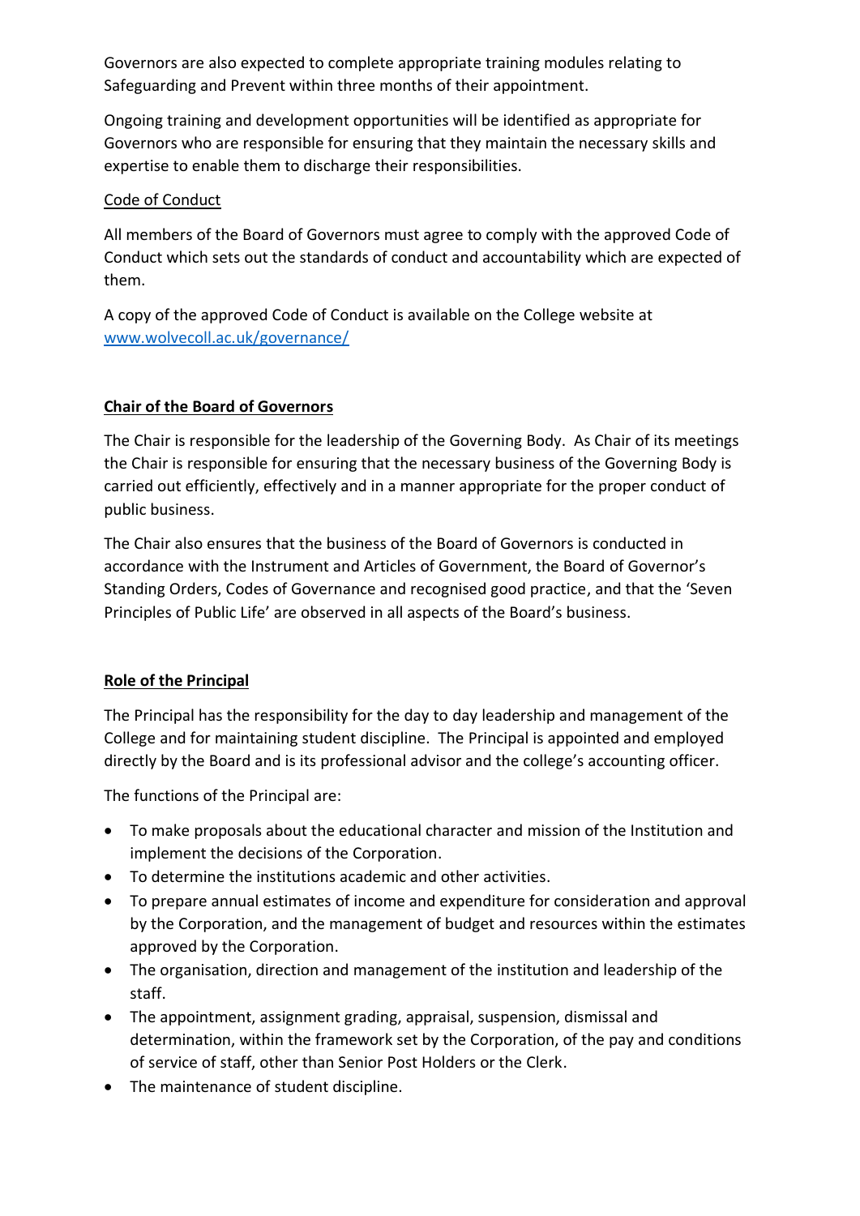Governors are also expected to complete appropriate training modules relating to Safeguarding and Prevent within three months of their appointment.

Ongoing training and development opportunities will be identified as appropriate for Governors who are responsible for ensuring that they maintain the necessary skills and expertise to enable them to discharge their responsibilities.

Code of Conduct

All members of the Board of Governors must agree to comply with the approved Code of Conduct which sets out the standards of conduct and accountability which are expected of them.

A copy of the approved Code of Conduct is available on the College website at [www.wolvecoll.ac.uk/governance/](www.wolvecoll.ac.uk/governance/)

## Chair of the Board of Governors

The Chair is responsible for the leadership of the Governing Body. As Chair of its meetings the Chair is responsible for ensuring that the necessary business of the Governing Body is carried out efficiently, effectively and in a manner appropriate for the proper conduct of public business.

The Chair also ensures that the business of the Board of Governors is conducted in accordance with the Instrument and Articles of Government, the Board of Governor's Standing Orders, Codes of Governance and recognised good practice, and that the 'Seven Principles of Public Life' are observed in all aspects of the Board's business.

## Role of the Principal

The Principal has the responsibility for the day to day leadership and management of the College and for maintaining student discipline. The Principal is appointed and employed directly by the Board and is its professional advisor and the college's accounting officer.

The functions of the Principal are:

- To make proposals about the educational character and mission of the Institution and implement the decisions of the Corporation.
- To determine the institutions academic and other activities.
- To prepare annual estimates of income and expenditure for consideration and approval by the Corporation, and the management of budget and resources within the estimates approved by the Corporation.
- The organisation, direction and management of the institution and leadership of the staff.
- The appointment, assignment grading, appraisal, suspension, dismissal and determination, within the framework set by the Corporation, of the pay and conditions of service of staff, other than Senior Post Holders or the Clerk.
- The maintenance of student discipline.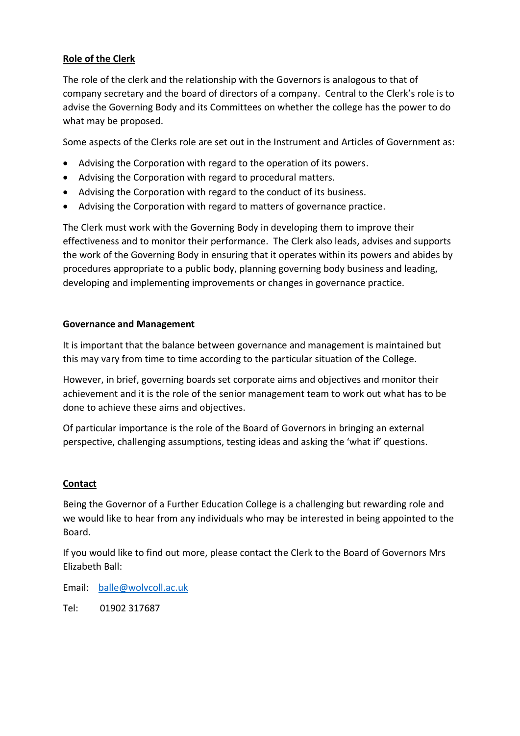## Role of the Clerk

The role of the clerk and the relationship with the Governors is analogous to that of company secretary and the board of directors of a company. Central to the Clerk's role is to advise the Governing Body and its Committees on whether the college has the power to do what may be proposed.

Some aspects of the Clerks role are set out in the Instrument and Articles of Government as:

- Advising the Corporation with regard to the operation of its powers.
- Advising the Corporation with regard to procedural matters.
- Advising the Corporation with regard to the conduct of its business.
- Advising the Corporation with regard to matters of governance practice.

The Clerk must work with the Governing Body in developing them to improve their effectiveness and to monitor their performance. The Clerk also leads, advises and supports the work of the Governing Body in ensuring that it operates within its powers and abides by procedures appropriate to a public body, planning governing body business and leading, developing and implementing improvements or changes in governance practice.

## Governance and Management

It is important that the balance between governance and management is maintained but this may vary from time to time according to the particular situation of the College.

However, in brief, governing boards set corporate aims and objectives and monitor their achievement and it is the role of the senior management team to work out what has to be done to achieve these aims and objectives.

Of particular importance is the role of the Board of Governors in bringing an external perspective, challenging assumptions, testing ideas and asking the 'what if' questions.

## Contact

Being the Governor of a Further Education College is a challenging but rewarding role and we would like to hear from any individuals who may be interested in being appointed to the Board.

If you would like to find out more, please contact the Clerk to the Board of Governors Mrs Elizabeth Ball:

Email: balle@wolvcoll.ac.uk

Tel: 01902 317687